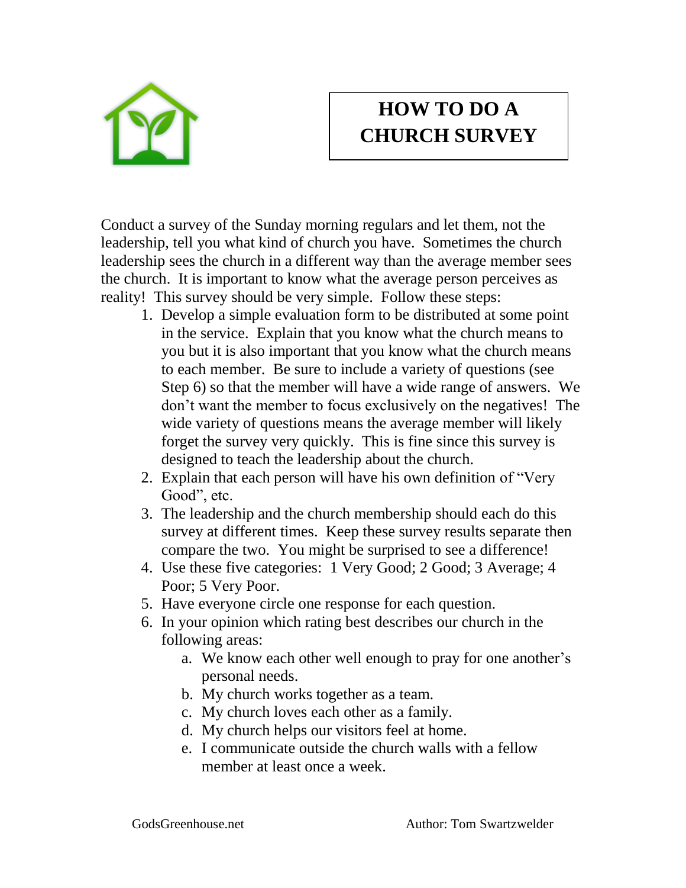# HOW TO DO A CHURCH SURVEY

Conduct a survey of the Sunday morning regulars and let them, not the leadership, tell you what kind of church you have. Sometimes the church leadership sees the church in a different way than the average member sees the church. It is important to know what the average person perceives as reality! This survey should be very simple. Follow these steps:

1. Develop a simple evaluation form to be distributed at some point in the service. Explain that you know what the church means to you but it is also important that you know what the church means to each member. Be sure to include a variety of questions (see Step 6) so that the member will have a wide range of answers. We don't want the member to focus exclusively on the negatives! The wide variety of questions means the average member will likely forget the survey very quickly. This is fine since this survey is designed to teach the leadership about the church.
2. Explain that each person will have his own definition of "Very Good", etc.
3. The leadership and the church membership should each do this survey at different times. Keep these survey results separate then compare the two. You might be surprised to see a difference!
4. Use these five categories: 1 Very Good; 2 Good; 3 Average; 4 Poor; 5 Very Poor.
5. Have everyone circle one response for each question.
6. In your opinion which rating best describes our church in the following areas:
   a. We know each other well enough to pray for one another's personal needs.
   b. My church works together as a team.
   c. My church loves each other as a family.
   d. My church helps our visitors feel at home.
   e. I communicate outside the church walls with a fellow member at least once a week.

GodsGreenhouse.net Author: Tom Swartzwelder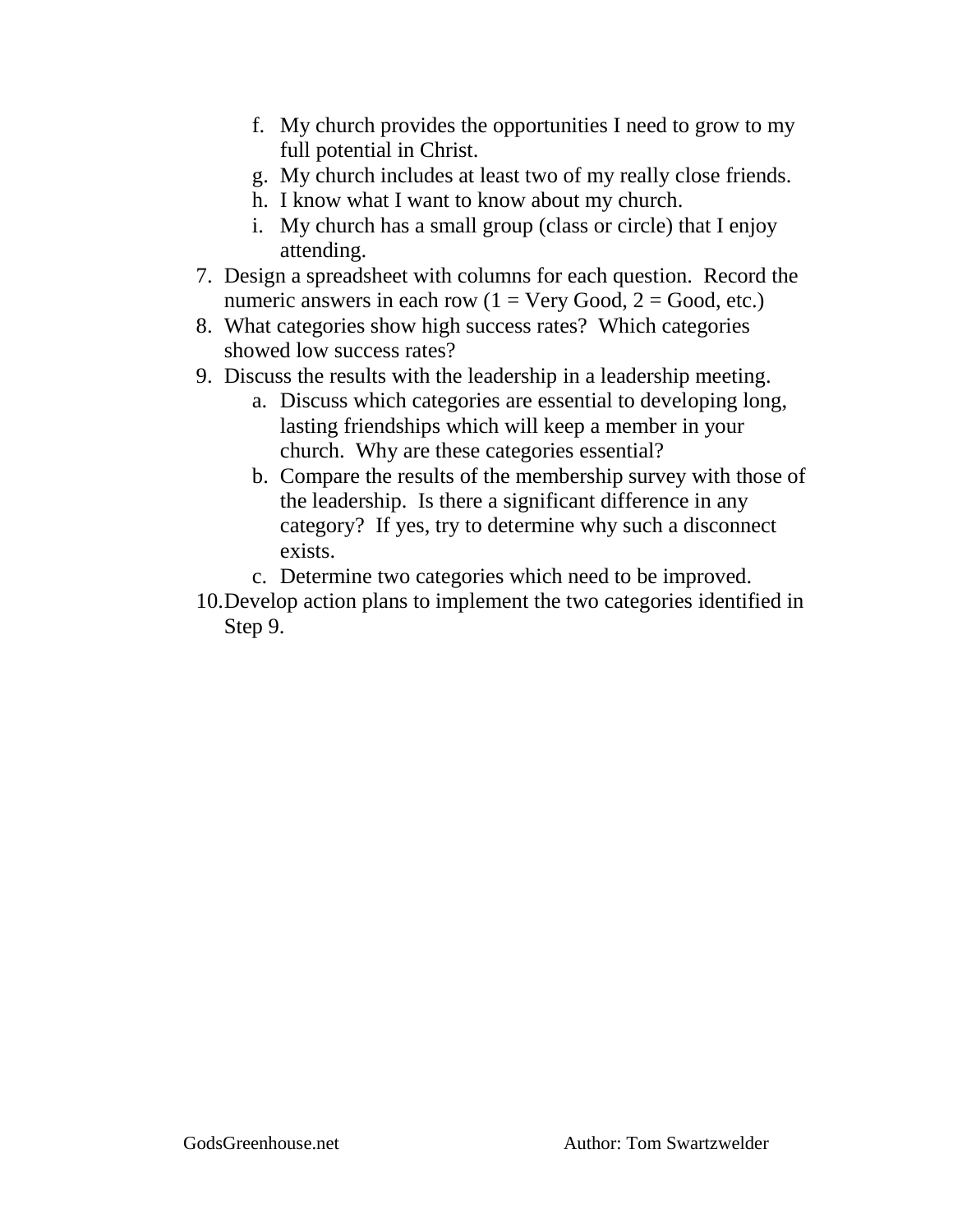f. My church provides the opportunities I need to grow to my full potential in Christ.
   g. My church includes at least two of my really close friends.
   h. I know what I want to know about my church.
   i. My church has a small group (class or circle) that I enjoy attending.

7. Design a spreadsheet with columns for each question. Record the numeric answers in each row (1 = Very Good, 2 = Good, etc.)
8. What categories show high success rates? Which categories showed low success rates?
9. Discuss the results with the leadership in a leadership meeting.
   a. Discuss which categories are essential to developing long, lasting friendships which will keep a member in your church. Why are these categories essential?
   b. Compare the results of the membership survey with those of the leadership. Is there a significant difference in any category? If yes, try to determine why such a disconnect exists.
   c. Determine two categories which need to be improved.
10. Develop action plans to implement the two categories identified in Step 9.